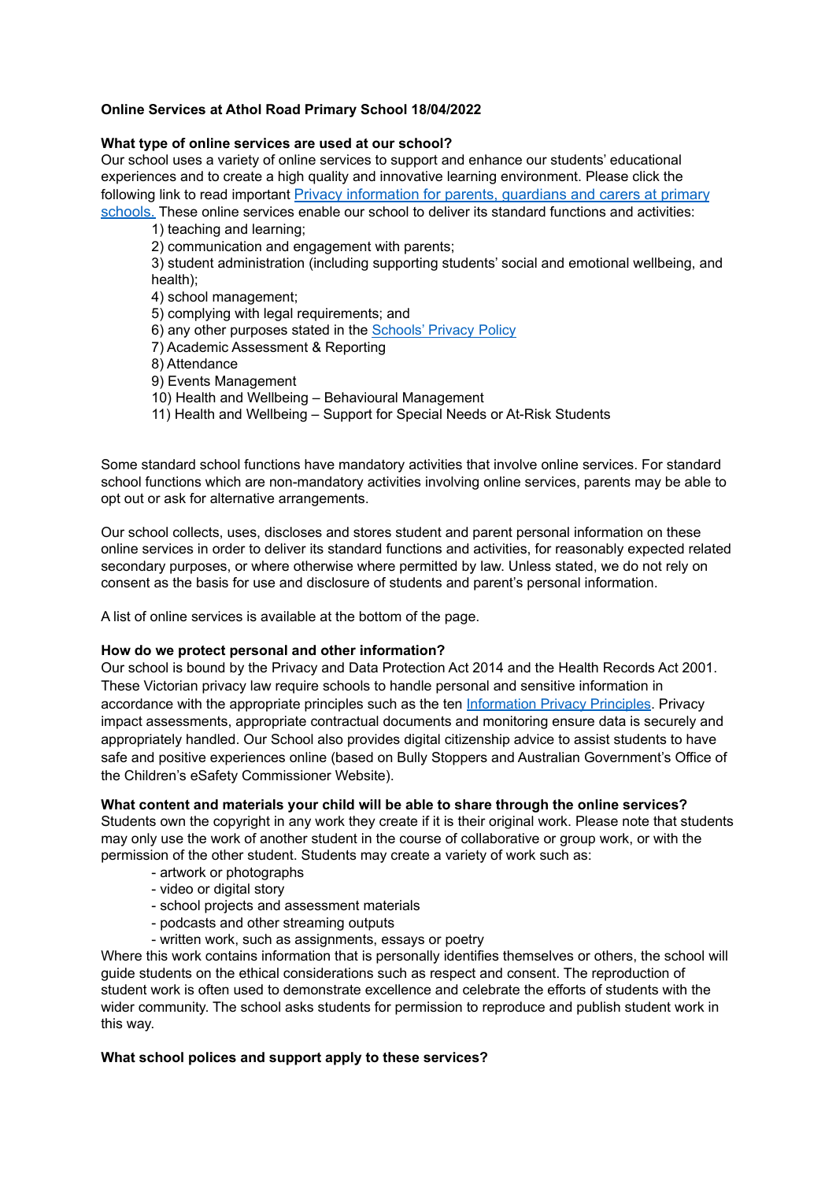**Online Services at Athol Road Primary School 18/04/2022**

**What type of online services are used at our school?**

Our school uses a variety of online services to support and enhance our students' educational experiences and to create a high quality and innovative learning environment. Please click the following link to read important [Privacy information for parents, guardians and carers at primary schools.]() These online services enable our school to deliver its standard functions and activities:

1) teaching and learning;
2) communication and engagement with parents;
3) student administration (including supporting students' social and emotional wellbeing, and health);
4) school management;
5) complying with legal requirements; and
6) any other purposes stated in the [Schools' Privacy Policy]()
7) Academic Assessment & Reporting
8) Attendance
9) Events Management
10) Health and Wellbeing – Behavioural Management
11) Health and Wellbeing – Support for Special Needs or At-Risk Students

Some standard school functions have mandatory activities that involve online services. For standard school functions which are non-mandatory activities involving online services, parents may be able to opt out or ask for alternative arrangements.

Our school collects, uses, discloses and stores student and parent personal information on these online services in order to deliver its standard functions and activities, for reasonably expected related secondary purposes, or where otherwise where permitted by law. Unless stated, we do not rely on consent as the basis for use and disclosure of students and parent's personal information.

A list of online services is available at the bottom of the page.

**How do we protect personal and other information?**

Our school is bound by the Privacy and Data Protection Act 2014 and the Health Records Act 2001. These Victorian privacy law require schools to handle personal and sensitive information in accordance with the appropriate principles such as the ten [Information Privacy Principles](). Privacy impact assessments, appropriate contractual documents and monitoring ensure data is securely and appropriately handled. Our School also provides digital citizenship advice to assist students to have safe and positive experiences online (based on Bully Stoppers and Australian Government's Office of the Children's eSafety Commissioner Website).

**What content and materials your child will be able to share through the online services?**

Students own the copyright in any work they create if it is their original work. Please note that students may only use the work of another student in the course of collaborative or group work, or with the permission of the other student. Students may create a variety of work such as:

- artwork or photographs
- video or digital story
- school projects and assessment materials
- podcasts and other streaming outputs
- written work, such as assignments, essays or poetry

Where this work contains information that is personally identifies themselves or others, the school will guide students on the ethical considerations such as respect and consent. The reproduction of student work is often used to demonstrate excellence and celebrate the efforts of students with the wider community. The school asks students for permission to reproduce and publish student work in this way.

**What school polices and support apply to these services?**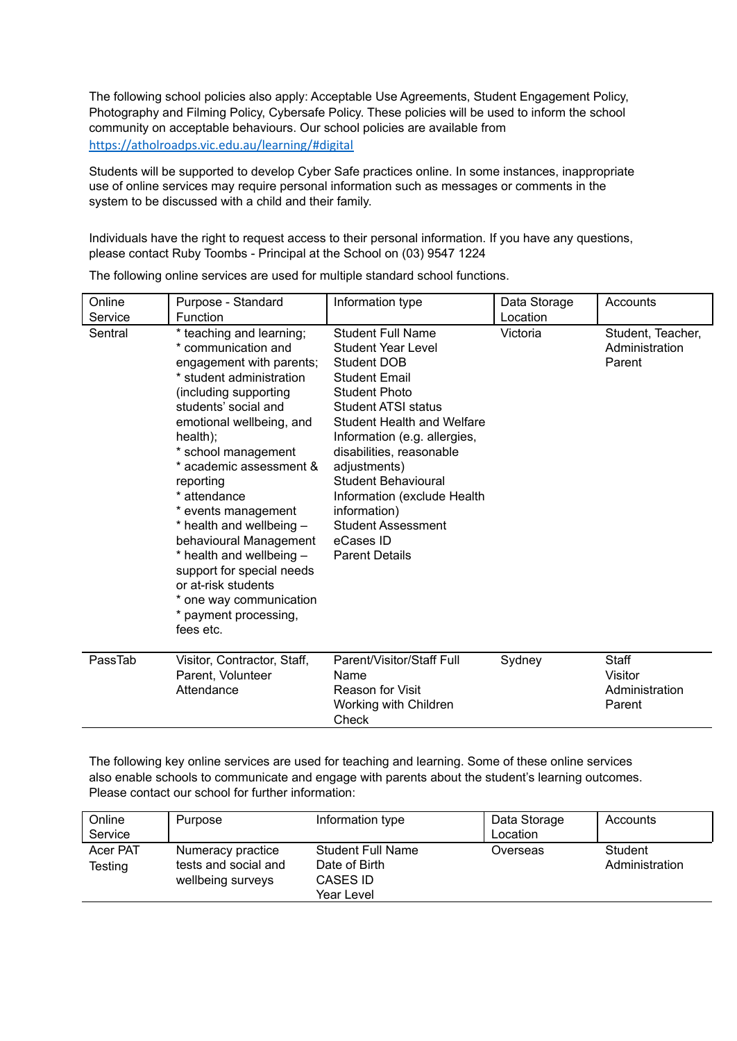The following school policies also apply: Acceptable Use Agreements, Student Engagement Policy, Photography and Filming Policy, Cybersafe Policy. These policies will be used to inform the school community on acceptable behaviours. Our school policies are available from [https://atholroadps.vic.edu.au/learning/#digital](https://atholroadps.vic.edu.au/learning/#digital)

Students will be supported to develop Cyber Safe practices online. In some instances, inappropriate use of online services may require personal information such as messages or comments in the system to be discussed with a child and their family.

Individuals have the right to request access to their personal information. If you have any questions, please contact Ruby Toombs - Principal at the School on (03) 9547 1224

The following online services are used for multiple standard school functions.

| Online Service | Purpose - Standard Function | Information type | Data Storage Location | Accounts |
|---|---|---|---|---|
| Sentral | * teaching and learning;<br>* communication and engagement with parents;<br>* student administration (including supporting students' social and emotional wellbeing, and health);<br>* school management<br>* academic assessment & reporting<br>* attendance<br>* events management<br>* health and wellbeing – behavioural Management<br>* health and wellbeing – support for special needs or at-risk students<br>* one way communication<br>* payment processing, fees etc. | Student Full Name<br>Student Year Level<br>Student DOB<br>Student Email<br>Student Photo<br>Student ATSI status<br>Student Health and Welfare Information (e.g. allergies, disabilities, reasonable adjustments)<br>Student Behavioural Information (exclude Health information)<br>Student Assessment<br>eCases ID<br>Parent Details | Victoria | Student, Teacher, Administration<br>Parent |
| PassTab | Visitor, Contractor, Staff, Parent, Volunteer Attendance | Parent/Visitor/Staff Full Name<br>Reason for Visit<br>Working with Children Check | Sydney | Staff<br>Visitor<br>Administration<br>Parent |

The following key online services are used for teaching and learning. Some of these online services also enable schools to communicate and engage with parents about the student's learning outcomes. Please contact our school for further information:

| Online Service | Purpose | Information type | Data Storage Location | Accounts |
|---|---|---|---|---|
| Acer PAT Testing | Numeracy practice tests and social and wellbeing surveys | Student Full Name<br>Date of Birth<br>CASES ID<br>Year Level | Overseas | Student<br>Administration |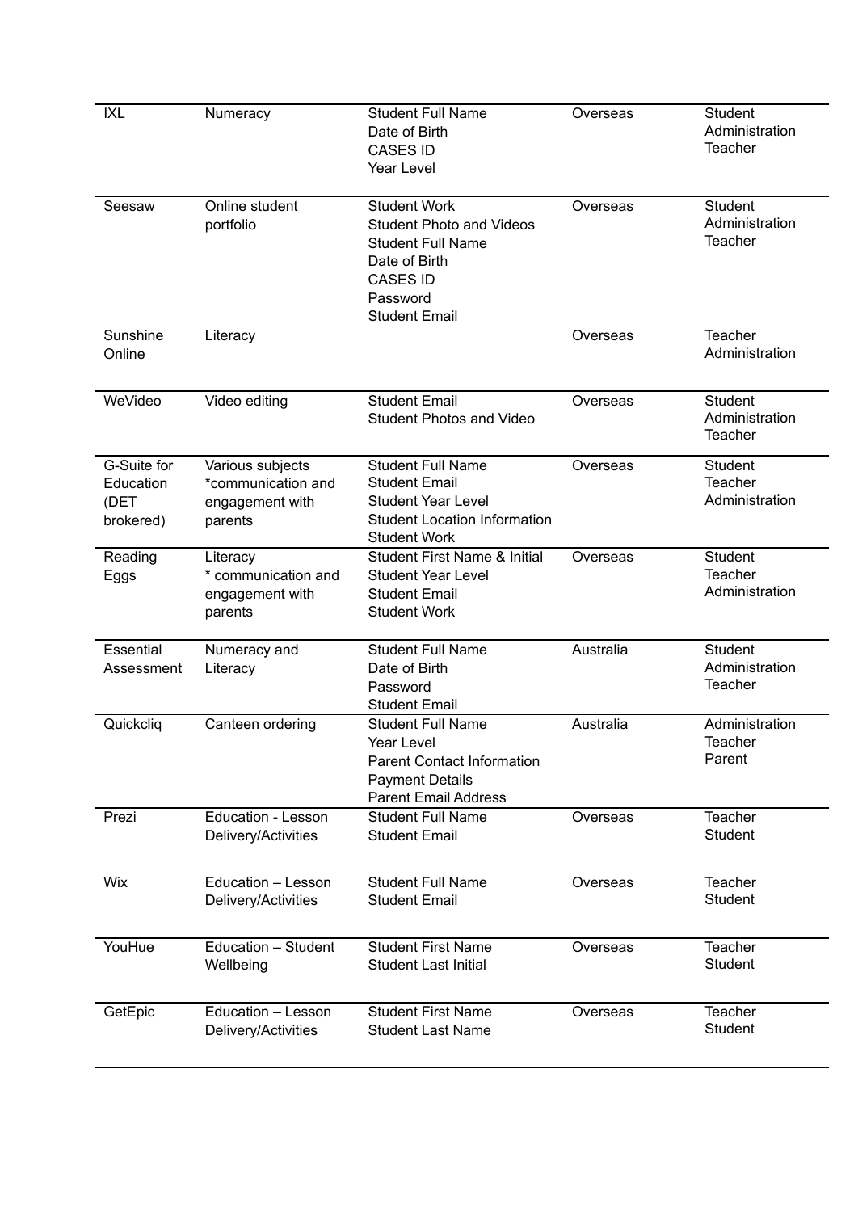| | | | | |
|---|---|---|---|---|
| IXL | Numeracy | Student Full Name<br>Date of Birth<br>CASES ID<br>Year Level | Overseas | Student<br>Administration<br>Teacher |
| Seesaw | Online student portfolio | Student Work<br>Student Photo and Videos<br>Student Full Name<br>Date of Birth<br>CASES ID<br>Password<br>Student Email | Overseas | Student<br>Administration<br>Teacher |
| Sunshine Online | Literacy | | Overseas | Teacher<br>Administration |
| WeVideo | Video editing | Student Email<br>Student Photos and Video | Overseas | Student<br>Administration<br>Teacher |
| G-Suite for Education (DET brokered) | Various subjects<br>*communication and engagement with parents | Student Full Name<br>Student Email<br>Student Year Level<br>Student Location Information<br>Student Work | Overseas | Student<br>Teacher<br>Administration |
| Reading Eggs | Literacy<br>* communication and engagement with parents | Student First Name & Initial<br>Student Year Level<br>Student Email<br>Student Work | Overseas | Student<br>Teacher<br>Administration |
| Essential Assessment | Numeracy and Literacy | Student Full Name<br>Date of Birth<br>Password<br>Student Email | Australia | Student<br>Administration<br>Teacher |
| Quickcliq | Canteen ordering | Student Full Name<br>Year Level<br>Parent Contact Information<br>Payment Details<br>Parent Email Address | Australia | Administration<br>Teacher<br>Parent |
| Prezi | Education - Lesson Delivery/Activities | Student Full Name<br>Student Email | Overseas | Teacher<br>Student |
| Wix | Education – Lesson Delivery/Activities | Student Full Name<br>Student Email | Overseas | Teacher<br>Student |
| YouHue | Education – Student Wellbeing | Student First Name<br>Student Last Initial | Overseas | Teacher<br>Student |
| GetEpic | Education – Lesson Delivery/Activities | Student First Name<br>Student Last Name | Overseas | Teacher<br>Student |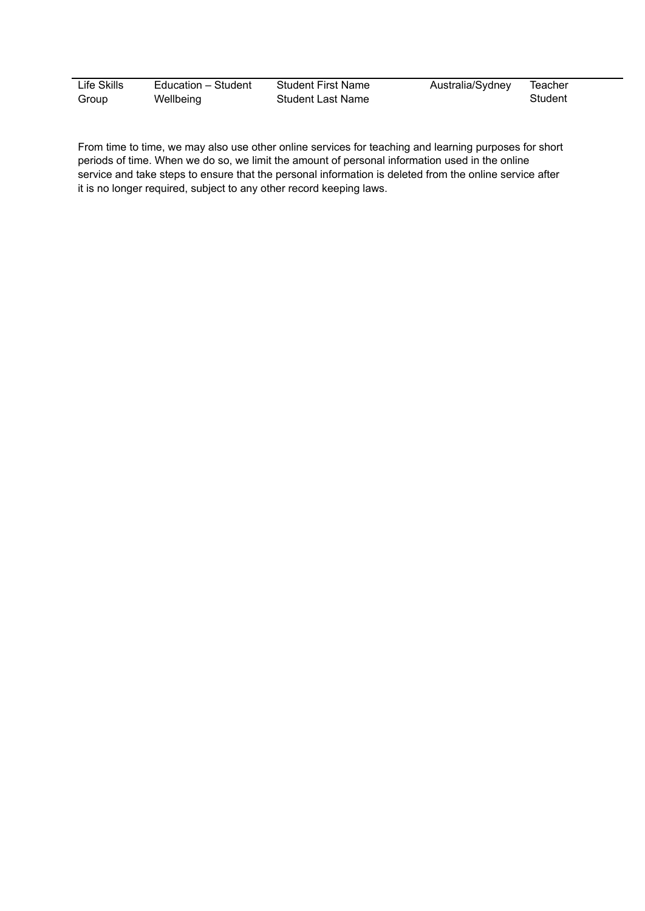| | | | | |
|---|---|---|---|---|
| Life Skills Group | Education – Student Wellbeing | Student First Name<br>Student Last Name | Australia/Sydney | Teacher<br>Student |

From time to time, we may also use other online services for teaching and learning purposes for short periods of time. When we do so, we limit the amount of personal information used in the online service and take steps to ensure that the personal information is deleted from the online service after it is no longer required, subject to any other record keeping laws.